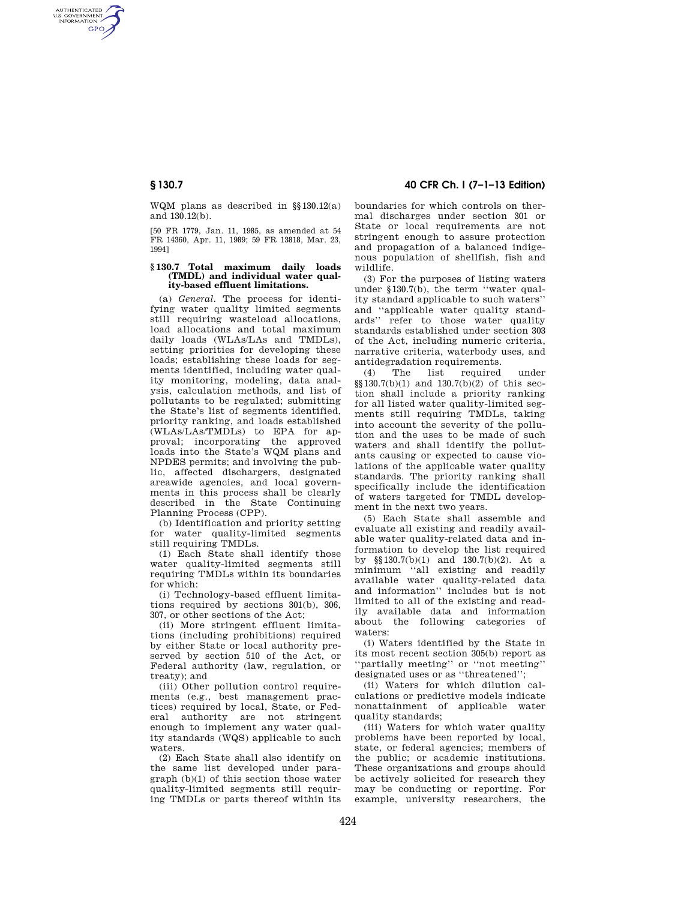WQM plans as described in §§130.12(a) and 130.12(b).

[50 FR 1779, Jan. 11, 1985, as amended at 54 FR 14360, Apr. 11, 1989; 59 FR 13818, Mar. 23, 1994]

## §130.7 Total maximum daily loads (TMDL) and individual water quality-based effluent limitations.

(a) *General.* The process for identifying water quality limited segments still requiring wasteload allocations, load allocations and total maximum daily loads (WLAs/LAs and TMDLs), setting priorities for developing these loads; establishing these loads for segments identified, including water quality monitoring, modeling, data analysis, calculation methods, and list of pollutants to be regulated; submitting the State's list of segments identified, priority ranking, and loads established (WLAs/LAs/TMDLs) to EPA for approval; incorporating the approved loads into the State's WQM plans and NPDES permits; and involving the public, affected dischargers, designated areawide agencies, and local governments in this process shall be clearly described in the State Continuing Planning Process (CPP).

(b) Identification and priority setting for water quality-limited segments still requiring TMDLs.

(1) Each State shall identify those water quality-limited segments still requiring TMDLs within its boundaries for which:

(i) Technology-based effluent limitations required by sections 301(b), 306, 307, or other sections of the Act;

(ii) More stringent effluent limitations (including prohibitions) required by either State or local authority preserved by section 510 of the Act, or Federal authority (law, regulation, or treaty); and

(iii) Other pollution control requirements (e.g., best management practices) required by local, State, or Federal authority are not stringent enough to implement any water quality standards (WQS) applicable to such waters.

(2) Each State shall also identify on the same list developed under paragraph (b)(1) of this section those water quality-limited segments still requiring TMDLs or parts thereof within its boundaries for which controls on thermal discharges under section 301 or State or local requirements are not stringent enough to assure protection and propagation of a balanced indigenous population of shellfish, fish and wildlife.

(3) For the purposes of listing waters under §130.7(b), the term ''water quality standard applicable to such waters'' and ''applicable water quality standards'' refer to those water quality standards established under section 303 of the Act, including numeric criteria, narrative criteria, waterbody uses, and antidegradation requirements.

(4) The list required under §§130.7(b)(1) and 130.7(b)(2) of this section shall include a priority ranking for all listed water quality-limited segments still requiring TMDLs, taking into account the severity of the pollution and the uses to be made of such waters and shall identify the pollutants causing or expected to cause violations of the applicable water quality standards. The priority ranking shall specifically include the identification of waters targeted for TMDL development in the next two years.

(5) Each State shall assemble and evaluate all existing and readily available water quality-related data and information to develop the list required by §§130.7(b)(1) and 130.7(b)(2). At a minimum ''all existing and readily available water quality-related data and information'' includes but is not limited to all of the existing and readily available data and information about the following categories of waters:

(i) Waters identified by the State in its most recent section 305(b) report as ''partially meeting'' or ''not meeting'' designated uses or as ''threatened'';

(ii) Waters for which dilution calculations or predictive models indicate nonattainment of applicable water quality standards;

(iii) Waters for which water quality problems have been reported by local, state, or federal agencies; members of the public; or academic institutions. These organizations and groups should be actively solicited for research they may be conducting or reporting. For example, university researchers, the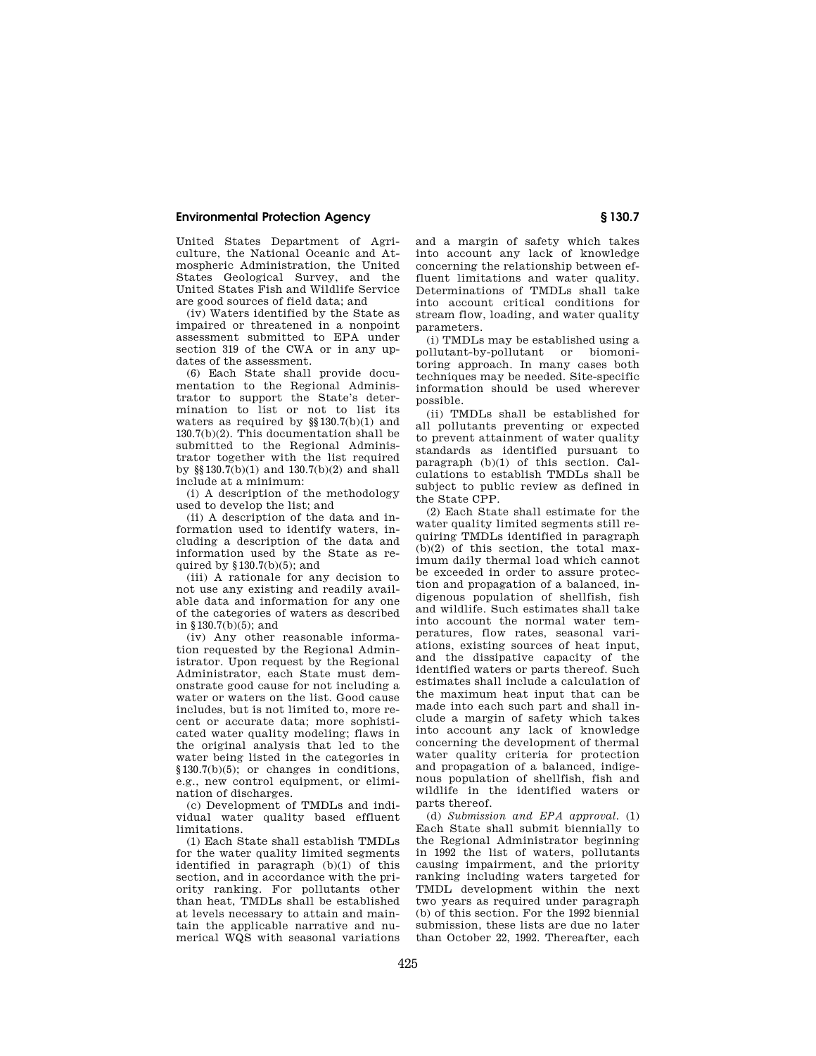United States Department of Agriculture, the National Oceanic and Atmospheric Administration, the United States Geological Survey, and the United States Fish and Wildlife Service are good sources of field data; and

(iv) Waters identified by the State as impaired or threatened in a nonpoint assessment submitted to EPA under section 319 of the CWA or in any updates of the assessment.

(6) Each State shall provide documentation to the Regional Administrator to support the State's determination to list or not to list its waters as required by §§130.7(b)(1) and 130.7(b)(2). This documentation shall be submitted to the Regional Administrator together with the list required by §§130.7(b)(1) and 130.7(b)(2) and shall include at a minimum:

(i) A description of the methodology used to develop the list; and

(ii) A description of the data and information used to identify waters, including a description of the data and information used by the State as required by §130.7(b)(5); and

(iii) A rationale for any decision to not use any existing and readily available data and information for any one of the categories of waters as described in §130.7(b)(5); and

(iv) Any other reasonable information requested by the Regional Administrator. Upon request by the Regional Administrator, each State must demonstrate good cause for not including a water or waters on the list. Good cause includes, but is not limited to, more recent or accurate data; more sophisticated water quality modeling; flaws in the original analysis that led to the water being listed in the categories in §130.7(b)(5); or changes in conditions, e.g., new control equipment, or elimination of discharges.

(c) Development of TMDLs and individual water quality based effluent limitations.

(1) Each State shall establish TMDLs for the water quality limited segments identified in paragraph (b)(1) of this section, and in accordance with the priority ranking. For pollutants other than heat, TMDLs shall be established at levels necessary to attain and maintain the applicable narrative and numerical WQS with seasonal variations and a margin of safety which takes into account any lack of knowledge concerning the relationship between effluent limitations and water quality. Determinations of TMDLs shall take into account critical conditions for stream flow, loading, and water quality parameters.

(i) TMDLs may be established using a pollutant-by-pollutant or biomonitoring approach. In many cases both techniques may be needed. Site-specific information should be used wherever possible.

(ii) TMDLs shall be established for all pollutants preventing or expected to prevent attainment of water quality standards as identified pursuant to paragraph (b)(1) of this section. Calculations to establish TMDLs shall be subject to public review as defined in the State CPP.

(2) Each State shall estimate for the water quality limited segments still requiring TMDLs identified in paragraph (b)(2) of this section, the total maximum daily thermal load which cannot be exceeded in order to assure protection and propagation of a balanced, indigenous population of shellfish, fish and wildlife. Such estimates shall take into account the normal water temperatures, flow rates, seasonal variations, existing sources of heat input, and the dissipative capacity of the identified waters or parts thereof. Such estimates shall include a calculation of the maximum heat input that can be made into each such part and shall include a margin of safety which takes into account any lack of knowledge concerning the development of thermal water quality criteria for protection and propagation of a balanced, indigenous population of shellfish, fish and wildlife in the identified waters or parts thereof.

(d) *Submission and EPA approval.* (1) Each State shall submit biennially to the Regional Administrator beginning in 1992 the list of waters, pollutants causing impairment, and the priority ranking including waters targeted for TMDL development within the next two years as required under paragraph (b) of this section. For the 1992 biennial submission, these lists are due no later than October 22, 1992. Thereafter, each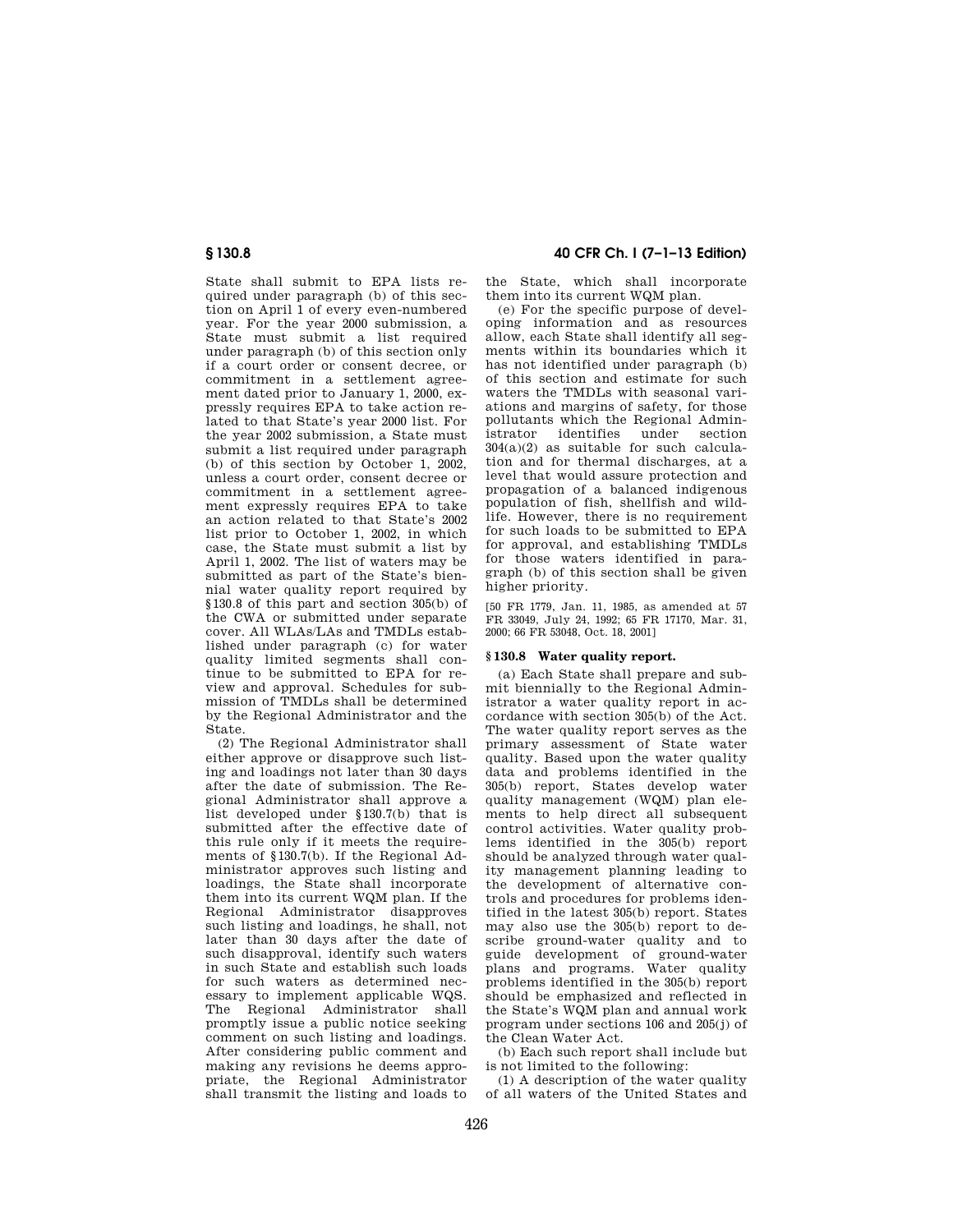State shall submit to EPA lists required under paragraph (b) of this section on April 1 of every even-numbered year. For the year 2000 submission, a State must submit a list required under paragraph (b) of this section only if a court order or consent decree, or commitment in a settlement agreement dated prior to January 1, 2000, expressly requires EPA to take action related to that State's year 2000 list. For the year 2002 submission, a State must submit a list required under paragraph (b) of this section by October 1, 2002, unless a court order, consent decree or commitment in a settlement agreement expressly requires EPA to take an action related to that State's 2002 list prior to October 1, 2002, in which case, the State must submit a list by April 1, 2002. The list of waters may be submitted as part of the State's biennial water quality report required by §130.8 of this part and section 305(b) of the CWA or submitted under separate cover. All WLAs/LAs and TMDLs established under paragraph (c) for water quality limited segments shall continue to be submitted to EPA for review and approval. Schedules for submission of TMDLs shall be determined by the Regional Administrator and the State.

(2) The Regional Administrator shall either approve or disapprove such listing and loadings not later than 30 days after the date of submission. The Regional Administrator shall approve a list developed under §130.7(b) that is submitted after the effective date of this rule only if it meets the requirements of §130.7(b). If the Regional Administrator approves such listing and loadings, the State shall incorporate them into its current WQM plan. If the Regional Administrator disapproves such listing and loadings, he shall, not later than 30 days after the date of such disapproval, identify such waters in such State and establish such loads for such waters as determined necessary to implement applicable WQS. The Regional Administrator shall promptly issue a public notice seeking comment on such listing and loadings. After considering public comment and making any revisions he deems appropriate, the Regional Administrator shall transmit the listing and loads to the State, which shall incorporate them into its current WQM plan.

(e) For the specific purpose of developing information and as resources allow, each State shall identify all segments within its boundaries which it has not identified under paragraph (b) of this section and estimate for such waters the TMDLs with seasonal variations and margins of safety, for those pollutants which the Regional Administrator identifies under section 304(a)(2) as suitable for such calculation and for thermal discharges, at a level that would assure protection and propagation of a balanced indigenous population of fish, shellfish and wildlife. However, there is no requirement for such loads to be submitted to EPA for approval, and establishing TMDLs for those waters identified in paragraph (b) of this section shall be given higher priority.

[50 FR 1779, Jan. 11, 1985, as amended at 57 FR 33049, July 24, 1992; 65 FR 17170, Mar. 31, 2000; 66 FR 53048, Oct. 18, 2001]

## §130.8 Water quality report.

(a) Each State shall prepare and submit biennially to the Regional Administrator a water quality report in accordance with section 305(b) of the Act. The water quality report serves as the primary assessment of State water quality. Based upon the water quality data and problems identified in the 305(b) report, States develop water quality management (WQM) plan elements to help direct all subsequent control activities. Water quality problems identified in the 305(b) report should be analyzed through water quality management planning leading to the development of alternative controls and procedures for problems identified in the latest 305(b) report. States may also use the 305(b) report to describe ground-water quality and to guide development of ground-water plans and programs. Water quality problems identified in the 305(b) report should be emphasized and reflected in the State's WQM plan and annual work program under sections 106 and 205(j) of the Clean Water Act.

(b) Each such report shall include but is not limited to the following:

(1) A description of the water quality of all waters of the United States and